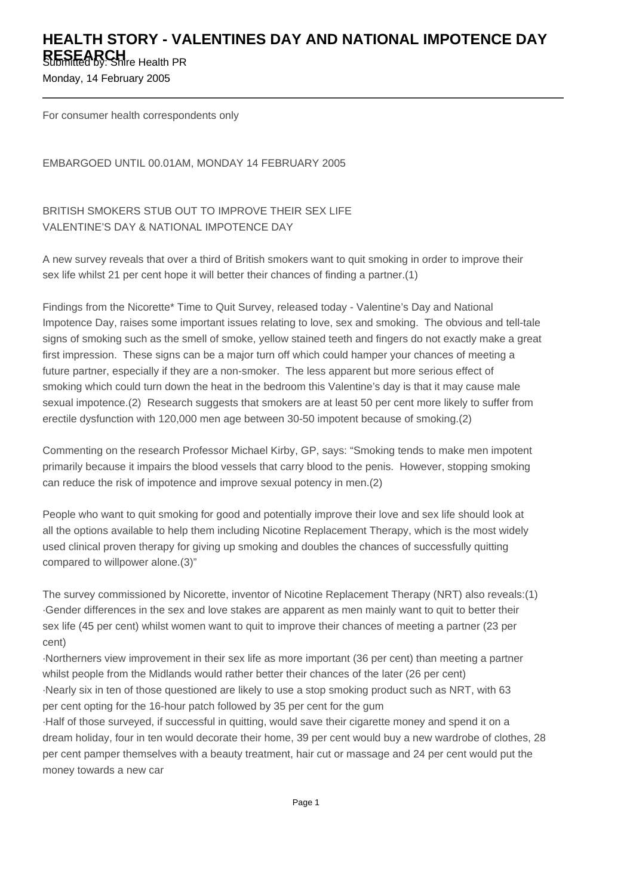# HEALTH STORY - VALENTINES DAY AND NATIONAL IMPOTENCE DAY RESEARCH

Submitted by: Shire Health PR

Monday, 14 February 2005

---

For consumer health correspondents only

EMBARGOED UNTIL 00.01AM, MONDAY 14 FEBRUARY 2005

BRITISH SMOKERS STUB OUT TO IMPROVE THEIR SEX LIFE
VALENTINE'S DAY & NATIONAL IMPOTENCE DAY

A new survey reveals that over a third of British smokers want to quit smoking in order to improve their sex life whilst 21 per cent hope it will better their chances of finding a partner.(1)

Findings from the Nicorette* Time to Quit Survey, released today - Valentine's Day and National Impotence Day, raises some important issues relating to love, sex and smoking. The obvious and tell-tale signs of smoking such as the smell of smoke, yellow stained teeth and fingers do not exactly make a great first impression. These signs can be a major turn off which could hamper your chances of meeting a future partner, especially if they are a non-smoker. The less apparent but more serious effect of smoking which could turn down the heat in the bedroom this Valentine's day is that it may cause male sexual impotence.(2) Research suggests that smokers are at least 50 per cent more likely to suffer from erectile dysfunction with 120,000 men age between 30-50 impotent because of smoking.(2)

Commenting on the research Professor Michael Kirby, GP, says: "Smoking tends to make men impotent primarily because it impairs the blood vessels that carry blood to the penis. However, stopping smoking can reduce the risk of impotence and improve sexual potency in men.(2)

People who want to quit smoking for good and potentially improve their love and sex life should look at all the options available to help them including Nicotine Replacement Therapy, which is the most widely used clinical proven therapy for giving up smoking and doubles the chances of successfully quitting compared to willpower alone.(3)"

The survey commissioned by Nicorette, inventor of Nicotine Replacement Therapy (NRT) also reveals:(1)

- Gender differences in the sex and love stakes are apparent as men mainly want to quit to better their sex life (45 per cent) whilst women want to quit to improve their chances of meeting a partner (23 per cent)
- Northerners view improvement in their sex life as more important (36 per cent) than meeting a partner whilst people from the Midlands would rather better their chances of the later (26 per cent)
- Nearly six in ten of those questioned are likely to use a stop smoking product such as NRT, with 63 per cent opting for the 16-hour patch followed by 35 per cent for the gum
- Half of those surveyed, if successful in quitting, would save their cigarette money and spend it on a dream holiday, four in ten would decorate their home, 39 per cent would buy a new wardrobe of clothes, 28 per cent pamper themselves with a beauty treatment, hair cut or massage and 24 per cent would put the money towards a new car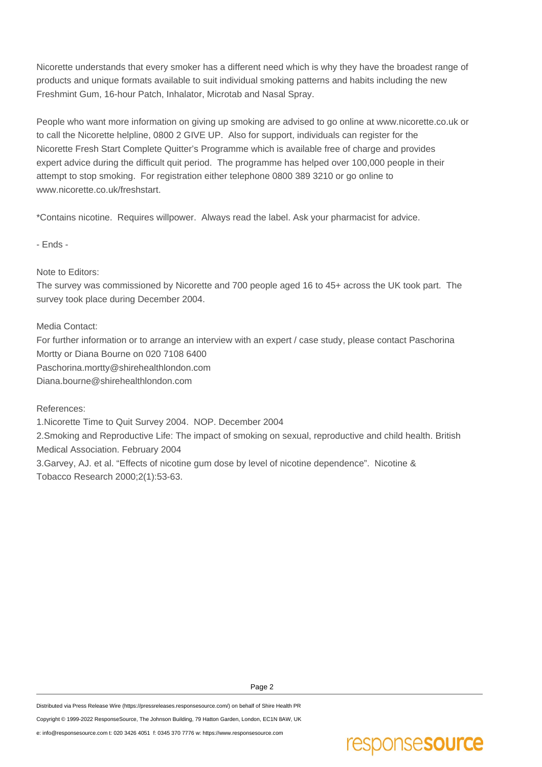Nicorette understands that every smoker has a different need which is why they have the broadest range of products and unique formats available to suit individual smoking patterns and habits including the new Freshmint Gum, 16-hour Patch, Inhalator, Microtab and Nasal Spray.

People who want more information on giving up smoking are advised to go online at www.nicorette.co.uk or to call the Nicorette helpline, 0800 2 GIVE UP. Also for support, individuals can register for the Nicorette Fresh Start Complete Quitter's Programme which is available free of charge and provides expert advice during the difficult quit period. The programme has helped over 100,000 people in their attempt to stop smoking. For registration either telephone 0800 389 3210 or go online to www.nicorette.co.uk/freshstart.

*Contains nicotine. Requires willpower. Always read the label. Ask your pharmacist for advice.

- Ends -

Note to Editors:
The survey was commissioned by Nicorette and 700 people aged 16 to 45+ across the UK took part. The survey took place during December 2004.

Media Contact:
For further information or to arrange an interview with an expert / case study, please contact Paschorina Mortty or Diana Bourne on 020 7108 6400
Paschorina.mortty@shirehealthlondon.com
Diana.bourne@shirehealthlondon.com

References:
1.Nicorette Time to Quit Survey 2004. NOP. December 2004
2.Smoking and Reproductive Life: The impact of smoking on sexual, reproductive and child health. British Medical Association. February 2004
3.Garvey, AJ. et al. "Effects of nicotine gum dose by level of nicotine dependence". Nicotine & Tobacco Research 2000;2(1):53-63.

Distributed via Press Release Wire (https://pressreleases.responsesource.com/) on behalf of Shire Health PR

Copyright © 1999-2022 ResponseSource, The Johnson Building, 79 Hatton Garden, London, EC1N 8AW, UK

e: info@responsesource.com t: 020 3426 4051 f: 0345 370 7776 w: https://www.responsesource.com